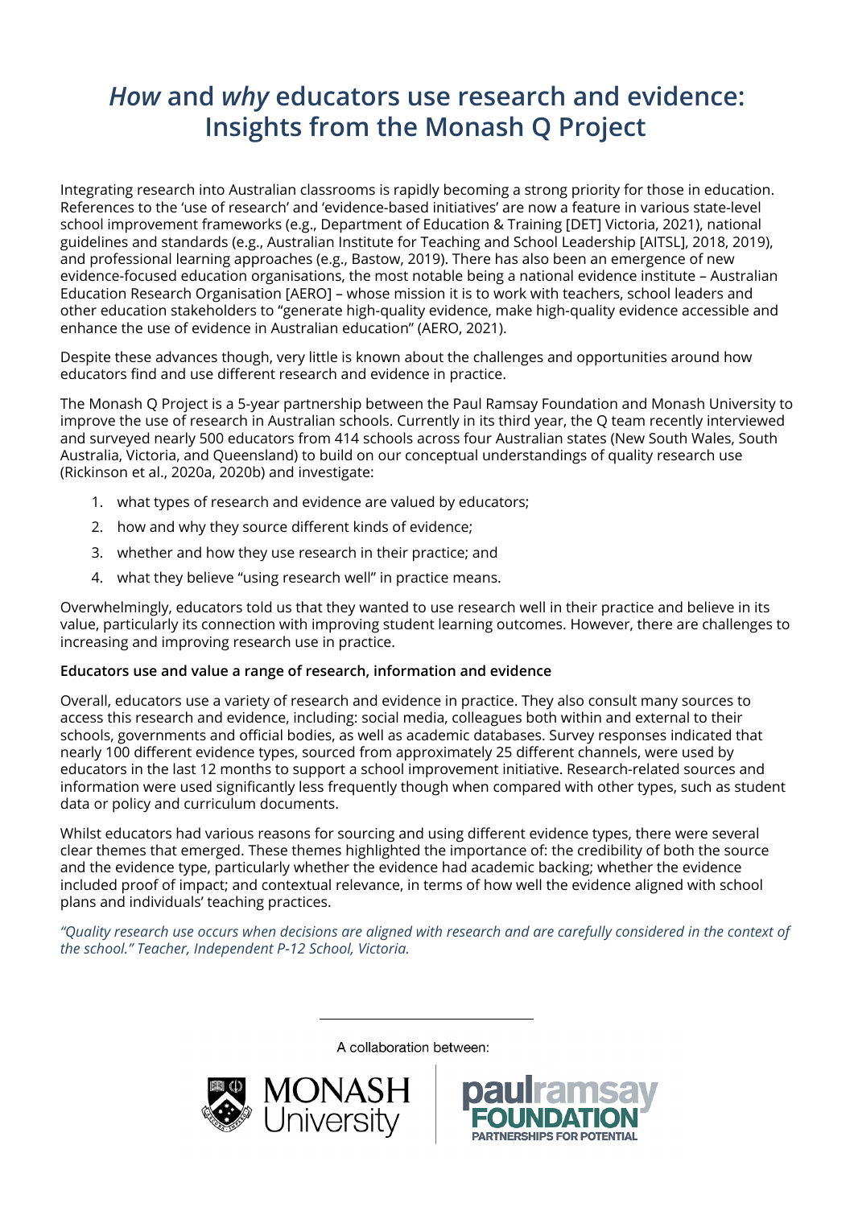# *How* and *why* educators use research and evidence: Insights from the Monash Q Project

Integrating research into Australian classrooms is rapidly becoming a strong priority for those in education. References to the 'use of research' and 'evidence-based initiatives' are now a feature in various state-level school improvement frameworks (e.g., Department of Education & Training [DET] Victoria, 2021), national guidelines and standards (e.g., Australian Institute for Teaching and School Leadership [AITSL], 2018, 2019), and professional learning approaches (e.g., Bastow, 2019). There has also been an emergence of new evidence-focused education organisations, the most notable being a national evidence institute – Australian Education Research Organisation [AERO] – whose mission it is to work with teachers, school leaders and other education stakeholders to "generate high-quality evidence, make high-quality evidence accessible and enhance the use of evidence in Australian education" (AERO, 2021).

Despite these advances though, very little is known about the challenges and opportunities around how educators find and use different research and evidence in practice.

The Monash Q Project is a 5-year partnership between the Paul Ramsay Foundation and Monash University to improve the use of research in Australian schools. Currently in its third year, the Q team recently interviewed and surveyed nearly 500 educators from 414 schools across four Australian states (New South Wales, South Australia, Victoria, and Queensland) to build on our conceptual understandings of quality research use (Rickinson et al., 2020a, 2020b) and investigate:

1. what types of research and evidence are valued by educators;
2. how and why they source different kinds of evidence;
3. whether and how they use research in their practice; and
4. what they believe "using research well" in practice means.

Overwhelmingly, educators told us that they wanted to use research well in their practice and believe in its value, particularly its connection with improving student learning outcomes. However, there are challenges to increasing and improving research use in practice.

**Educators use and value a range of research, information and evidence**

Overall, educators use a variety of research and evidence in practice. They also consult many sources to access this research and evidence, including: social media, colleagues both within and external to their schools, governments and official bodies, as well as academic databases. Survey responses indicated that nearly 100 different evidence types, sourced from approximately 25 different channels, were used by educators in the last 12 months to support a school improvement initiative. Research-related sources and information were used significantly less frequently though when compared with other types, such as student data or policy and curriculum documents.

Whilst educators had various reasons for sourcing and using different evidence types, there were several clear themes that emerged. These themes highlighted the importance of: the credibility of both the source and the evidence type, particularly whether the evidence had academic backing; whether the evidence included proof of impact; and contextual relevance, in terms of how well the evidence aligned with school plans and individuals' teaching practices.

*"Quality research use occurs when decisions are aligned with research and are carefully considered in the context of the school." Teacher, Independent P-12 School, Victoria.*

A collaboration between:

MONASH University | paulramsay FOUNDATION PARTNERSHIPS FOR POTENTIAL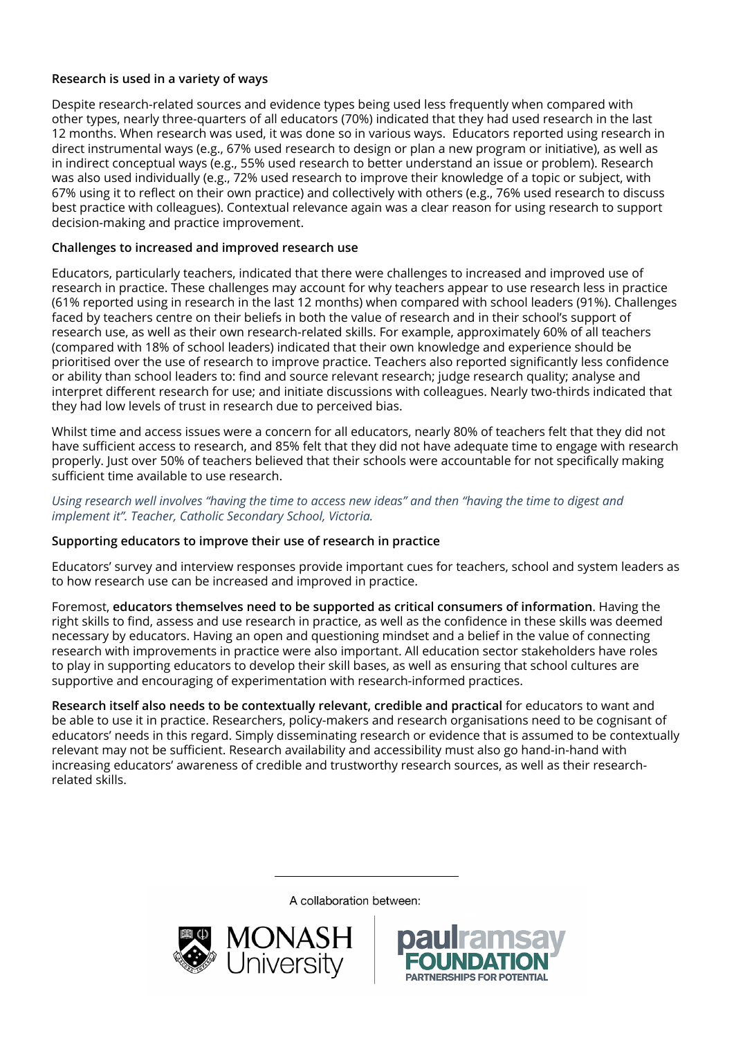### Research is used in a variety of ways

Despite research-related sources and evidence types being used less frequently when compared with other types, nearly three-quarters of all educators (70%) indicated that they had used research in the last 12 months. When research was used, it was done so in various ways.  Educators reported using research in direct instrumental ways (e.g., 67% used research to design or plan a new program or initiative), as well as in indirect conceptual ways (e.g., 55% used research to better understand an issue or problem). Research was also used individually (e.g., 72% used research to improve their knowledge of a topic or subject, with 67% using it to reflect on their own practice) and collectively with others (e.g., 76% used research to discuss best practice with colleagues). Contextual relevance again was a clear reason for using research to support decision-making and practice improvement.

### Challenges to increased and improved research use

Educators, particularly teachers, indicated that there were challenges to increased and improved use of research in practice. These challenges may account for why teachers appear to use research less in practice (61% reported using in research in the last 12 months) when compared with school leaders (91%). Challenges faced by teachers centre on their beliefs in both the value of research and in their school's support of research use, as well as their own research-related skills. For example, approximately 60% of all teachers (compared with 18% of school leaders) indicated that their own knowledge and experience should be prioritised over the use of research to improve practice. Teachers also reported significantly less confidence or ability than school leaders to: find and source relevant research; judge research quality; analyse and interpret different research for use; and initiate discussions with colleagues. Nearly two-thirds indicated that they had low levels of trust in research due to perceived bias.

Whilst time and access issues were a concern for all educators, nearly 80% of teachers felt that they did not have sufficient access to research, and 85% felt that they did not have adequate time to engage with research properly. Just over 50% of teachers believed that their schools were accountable for not specifically making sufficient time available to use research.

*Using research well involves "having the time to access new ideas" and then "having the time to digest and implement it". Teacher, Catholic Secondary School, Victoria.*

### Supporting educators to improve their use of research in practice

Educators' survey and interview responses provide important cues for teachers, school and system leaders as to how research use can be increased and improved in practice.

Foremost, **educators themselves need to be supported as critical consumers of information**. Having the right skills to find, assess and use research in practice, as well as the confidence in these skills was deemed necessary by educators. Having an open and questioning mindset and a belief in the value of connecting research with improvements in practice were also important. All education sector stakeholders have roles to play in supporting educators to develop their skill bases, as well as ensuring that school cultures are supportive and encouraging of experimentation with research-informed practices.

**Research itself also needs to be contextually relevant, credible and practical** for educators to want and be able to use it in practice. Researchers, policy-makers and research organisations need to be cognisant of educators' needs in this regard. Simply disseminating research or evidence that is assumed to be contextually relevant may not be sufficient. Research availability and accessibility must also go hand-in-hand with increasing educators' awareness of credible and trustworthy research sources, as well as their research-related skills.

A collaboration between:

MONASH University | paulramsay FOUNDATION PARTNERSHIPS FOR POTENTIAL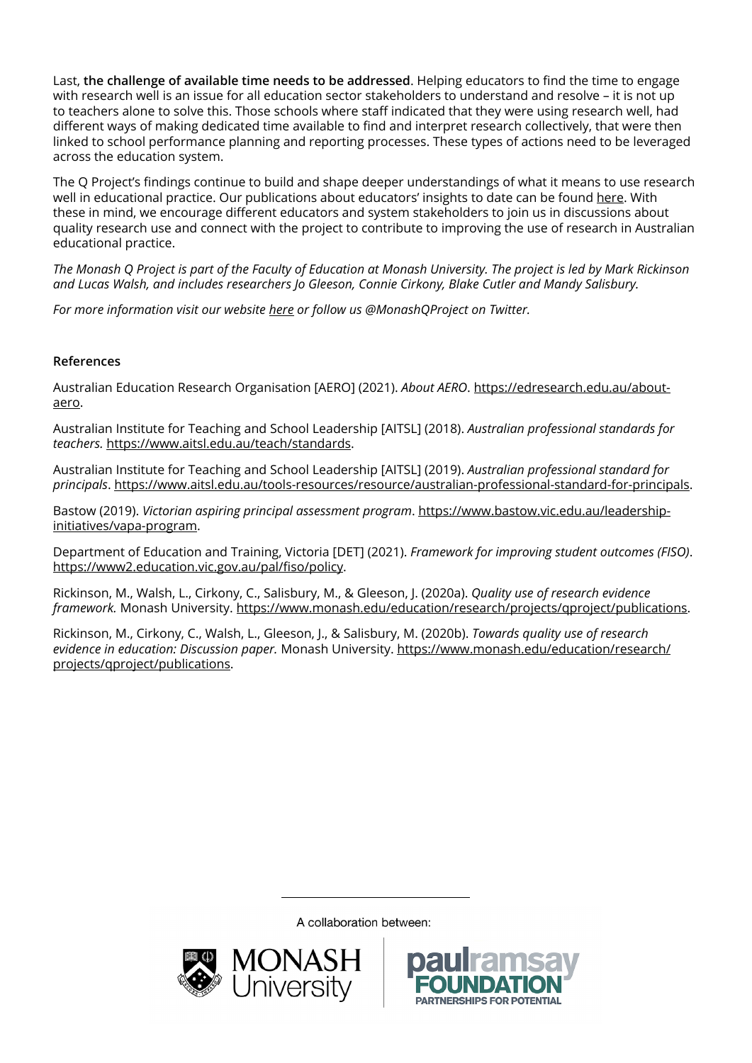Last, **the challenge of available time needs to be addressed**. Helping educators to find the time to engage with research well is an issue for all education sector stakeholders to understand and resolve – it is not up to teachers alone to solve this. Those schools where staff indicated that they were using research well, had different ways of making dedicated time available to find and interpret research collectively, that were then linked to school performance planning and reporting processes. These types of actions need to be leveraged across the education system.

The Q Project's findings continue to build and shape deeper understandings of what it means to use research well in educational practice. Our publications about educators' insights to date can be found here. With these in mind, we encourage different educators and system stakeholders to join us in discussions about quality research use and connect with the project to contribute to improving the use of research in Australian educational practice.

*The Monash Q Project is part of the Faculty of Education at Monash University. The project is led by Mark Rickinson and Lucas Walsh, and includes researchers Jo Gleeson, Connie Cirkony, Blake Cutler and Mandy Salisbury.*

*For more information visit our website here or follow us @MonashQProject on Twitter.*

**References**

Australian Education Research Organisation [AERO] (2021). *About AERO*. https://edresearch.edu.au/about-aero.

Australian Institute for Teaching and School Leadership [AITSL] (2018). *Australian professional standards for teachers.* https://www.aitsl.edu.au/teach/standards.

Australian Institute for Teaching and School Leadership [AITSL] (2019). *Australian professional standard for principals*. https://www.aitsl.edu.au/tools-resources/resource/australian-professional-standard-for-principals.

Bastow (2019). *Victorian aspiring principal assessment program*. https://www.bastow.vic.edu.au/leadership-initiatives/vapa-program.

Department of Education and Training, Victoria [DET] (2021). *Framework for improving student outcomes (FISO)*. https://www2.education.vic.gov.au/pal/fiso/policy.

Rickinson, M., Walsh, L., Cirkony, C., Salisbury, M., & Gleeson, J. (2020a). *Quality use of research evidence framework.* Monash University. https://www.monash.edu/education/research/projects/qproject/publications.

Rickinson, M., Cirkony, C., Walsh, L., Gleeson, J., & Salisbury, M. (2020b). *Towards quality use of research evidence in education: Discussion paper.* Monash University. https://www.monash.edu/education/research/projects/qproject/publications.

A collaboration between:

MONASH University

paulramsay FOUNDATION PARTNERSHIPS FOR POTENTIAL